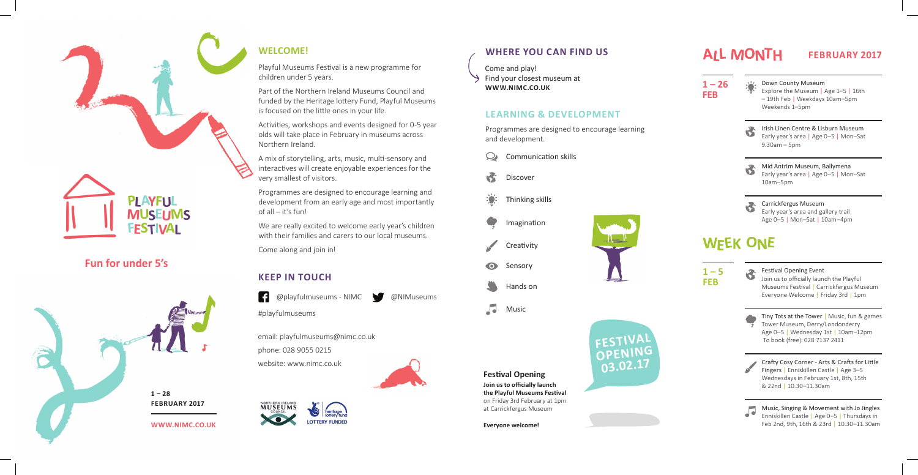# PLAYFUL MUSEUMS FESTIVAL

## Fun for under 5's

**1 – 28 FEBRUARY 2017**

**WWW.NIMC.CO.UK**

## WELCOME!

Playful Museums Festival is a new programme for children under 5 years.

Part of the Northern Ireland Museums Council and funded by the Heritage lottery Fund, Playful Museums is focused on the little ones in your life.

Activities, workshops and events designed for 0-5 year olds will take place in February in museums across Northern Ireland.

A mix of storytelling, arts, music, multi-sensory and interactives will create enjoyable experiences for the very smallest of visitors.

Programmes are designed to encourage learning and development from an early age and most importantly of all – it's fun!

We are really excited to welcome early year's children with their families and carers to our local museums.

Come along and join in!

## KEEP IN TOUCH

@playfulmuseums - NIMC   @NIMuseums

#playfulmuseums

email: playfulmuseums@nimc.co.uk

phone: 028 9055 0215

website: www.nimc.co.uk

NORTHERN IRELAND MUSEUMS COUNCIL

heritage lottery fund LOTTERY FUNDED

## WHERE YOU CAN FIND US

Come and play!
Find your closest museum at
**WWW.NIMC.CO.UK**

## LEARNING & DEVELOPMENT

Programmes are designed to encourage learning and development.

- Communication skills
- Discover
- Thinking skills
- Imagination
- Creativity
- Sensory
- Hands on
- Music

### Festival Opening

**Join us to officially launch the Playful Museums Festival** on Friday 3rd February at 1pm at Carrickfergus Museum

**Everyone welcome!**

FESTIVAL OPENING 03.02.17

# ALL MONTH

## FEBRUARY 2017

**1 – 26 FEB**

Down County Museum
Explore the Museum | Age 1–5 | 16th – 19th Feb | Weekdays 10am–5pm Weekends 1–5pm

Irish Linen Centre & Lisburn Museum
Early year's area | Age 0–5 | Mon–Sat 9.30am – 5pm

Mid Antrim Museum, Ballymena
Early year's area | Age 0–5 | Mon–Sat 10am–5pm

Carrickfergus Museum
Early year's area and gallery trail
Age 0–5 | Mon–Sat | 10am–4pm

# WEEK ONE

**1 – 5 FEB**

Festival Opening Event
Join us to officially launch the Playful Museums Festival | Carrickfergus Museum
Everyone Welcome | Friday 3rd | 1pm

Tiny Tots at the Tower | Music, fun & games
Tower Museum, Derry/Londonderry
Age 0–5 | Wednesday 1st | 10am–12pm
To book (free): 028 7137 2411

Crafty Cosy Corner - Arts & Crafts for Little Fingers | Enniskillen Castle | Age 3–5
Wednesdays in February 1st, 8th, 15th & 22nd | 10.30–11.30am

Music, Singing & Movement with Jo Jingles
Enniskillen Castle | Age 0–5 | Thursdays in Feb 2nd, 9th, 16th & 23rd | 10.30–11.30am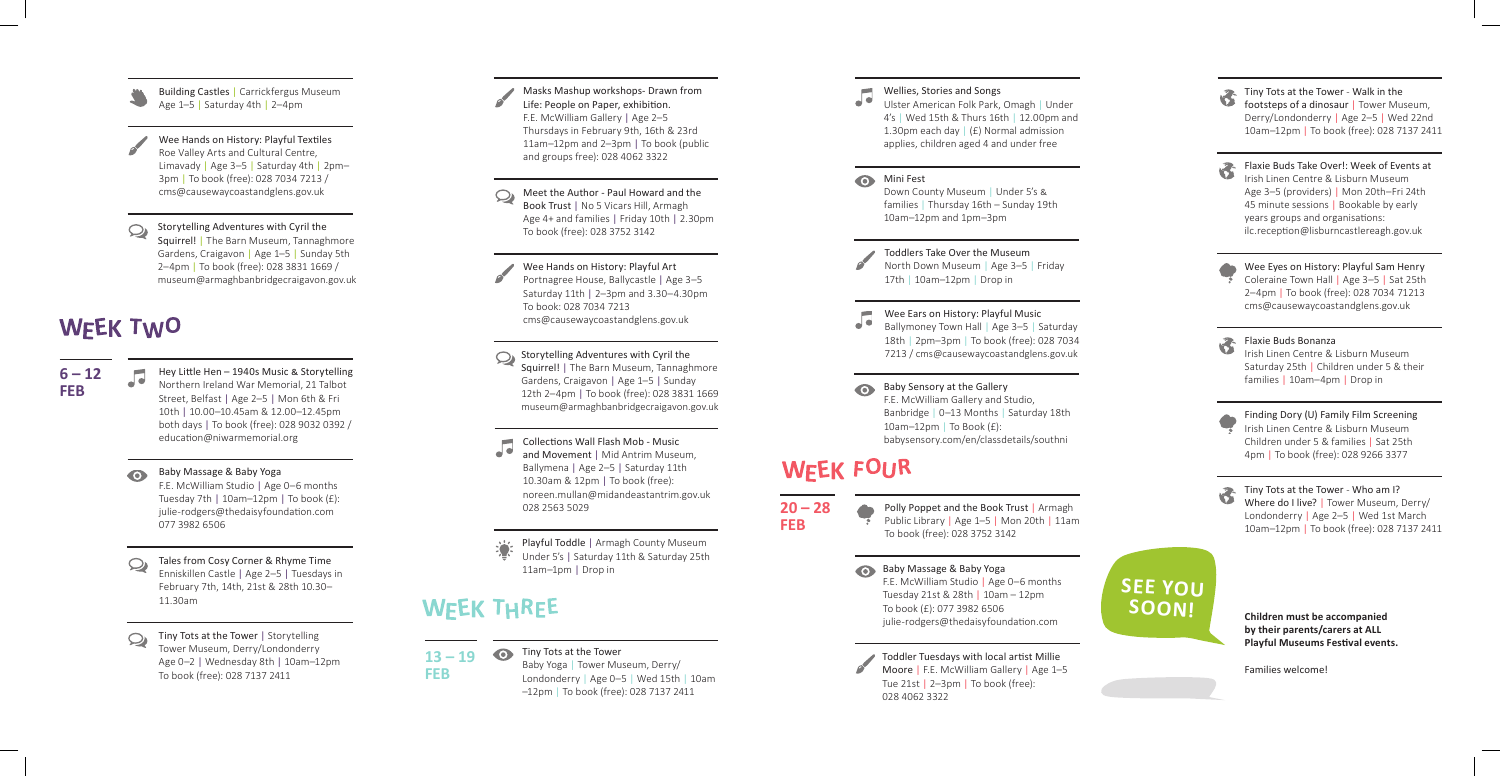Building Castles | Carrickfergus Museum
Age 1–5 | Saturday 4th | 2–4pm

Wee Hands on History: Playful Textiles
Roe Valley Arts and Cultural Centre, Limavady | Age 3–5 | Saturday 4th | 2pm–3pm | To book (free): 028 7034 7213 / cms@causewaycoastandglens.gov.uk

Storytelling Adventures with Cyril the Squirrel! | The Barn Museum, Tannaghmore Gardens, Craigavon | Age 1–5 | Sunday 5th 2–4pm | To book (free): 028 3831 1669 / museum@armaghbanbridgecraigavon.gov.uk

## WEEK TWO

**6 – 12 FEB**

Hey Little Hen – 1940s Music & Storytelling
Northern Ireland War Memorial, 21 Talbot Street, Belfast | Age 2–5 | Mon 6th & Fri 10th | 10.00–10.45am & 12.00–12.45pm both days | To book (free): 028 9032 0392 / education@niwarmemorial.org

Baby Massage & Baby Yoga
F.E. McWilliam Studio | Age 0–6 months Tuesday 7th | 10am–12pm | To book (£): julie-rodgers@thedaisyfoundation.com 077 3982 6506

Tales from Cosy Corner & Rhyme Time
Enniskillen Castle | Age 2–5 | Tuesdays in February 7th, 14th, 21st & 28th 10.30–11.30am

Tiny Tots at the Tower | Storytelling
Tower Museum, Derry/Londonderry | Age 0–2 | Wednesday 8th | 10am–12pm To book (free): 028 7137 2411

Masks Mashup workshops- Drawn from Life: People on Paper, exhibition.
F.E. McWilliam Gallery | Age 2–5 Thursdays in February 9th, 16th & 23rd 11am–12pm and 2–3pm | To book (public and groups free): 028 4062 3322

Meet the Author - Paul Howard and the Book Trust | No 5 Vicars Hill, Armagh Age 4+ and families | Friday 10th | 2.30pm To book (free): 028 3752 3142

Wee Hands on History: Playful Art
Portnagree House, Ballycastle | Age 3–5 Saturday 11th | 2–3pm and 3.30–4.30pm To book: 028 7034 7213 cms@causewaycoastandglens.gov.uk

Storytelling Adventures with Cyril the Squirrel! | The Barn Museum, Tannaghmore Gardens, Craigavon | Age 1–5 | Sunday 12th 2–4pm | To book (free): 028 3831 1669 museum@armaghbanbridgecraigavon.gov.uk

Collections Wall Flash Mob - Music and Movement | Mid Antrim Museum, Ballymena | Age 2–5 | Saturday 11th 10.30am & 12pm | To book (free): noreen.mullan@midandeastantrim.gov.uk 028 2563 5029

Playful Toddle | Armagh County Museum
Under 5's | Saturday 11th & Saturday 25th 11am–1pm | Drop in

## WEEK THREE

**13 – 19 FEB**

Tiny Tots at the Tower
Baby Yoga | Tower Museum, Derry/Londonderry | Age 0–5 | Wed 15th | 10am –12pm | To book (free): 028 7137 2411

Wellies, Stories and Songs
Ulster American Folk Park, Omagh | Under 4's | Wed 15th & Thurs 16th | 12.00pm and 1.30pm each day | (£) Normal admission applies, children aged 4 and under free

Mini Fest
Down County Museum | Under 5's & families | Thursday 16th – Sunday 19th 10am–12pm and 1pm–3pm

Toddlers Take Over the Museum
North Down Museum | Age 3–5 | Friday 17th | 10am–12pm | Drop in

Wee Ears on History: Playful Music
Ballymoney Town Hall | Age 3–5 | Saturday 18th | 2pm–3pm | To book (free): 028 7034 7213 / cms@causewaycoastandglens.gov.uk

Baby Sensory at the Gallery
F.E. McWilliam Gallery and Studio, Banbridge | 0–13 Months | Saturday 18th 10am–12pm | To Book (£): babysensory.com/en/classdetails/southni

## WEEK FOUR

**20 – 28 FEB**

Polly Poppet and the Book Trust | Armagh Public Library | Age 1–5 | Mon 20th | 11am To book (free): 028 3752 3142

Baby Massage & Baby Yoga
F.E. McWilliam Studio | Age 0–6 months Tuesday 21st & 28th | 10am – 12pm To book (£): 077 3982 6506 julie-rodgers@thedaisyfoundation.com

Toddler Tuesdays with local artist Millie Moore | F.E. McWilliam Gallery | Age 1–5 Tue 21st | 2–3pm | To book (free): 028 4062 3322

Tiny Tots at the Tower - Walk in the footsteps of a dinosaur | Tower Museum, Derry/Londonderry | Age 2–5 | Wed 22nd 10am–12pm | To book (free): 028 7137 2411

Flaxie Buds Take Over!: Week of Events at Irish Linen Centre & Lisburn Museum
Age 3–5 (providers) | Mon 20th–Fri 24th 45 minute sessions | Bookable by early years groups and organisations: ilc.reception@lisburncastlereagh.gov.uk

Wee Eyes on History: Playful Sam Henry
Coleraine Town Hall | Age 3–5 | Sat 25th 2–4pm | To book (free): 028 7034 71213 cms@causewaycoastandglens.gov.uk

Flaxie Buds Bonanza
Irish Linen Centre & Lisburn Museum Saturday 25th | Children under 5 & their families | 10am–4pm | Drop in

Finding Dory (U) Family Film Screening
Irish Linen Centre & Lisburn Museum Children under 5 & families | Sat 25th 4pm | To book (free): 028 9266 3377

Tiny Tots at the Tower - Who am I? Where do I live? | Tower Museum, Derry/Londonderry | Age 2–5 | Wed 1st March 10am–12pm | To book (free): 028 7137 2411

SEE YOU SOON!

**Children must be accompanied by their parents/carers at ALL Playful Museums Festival events.**

Families welcome!